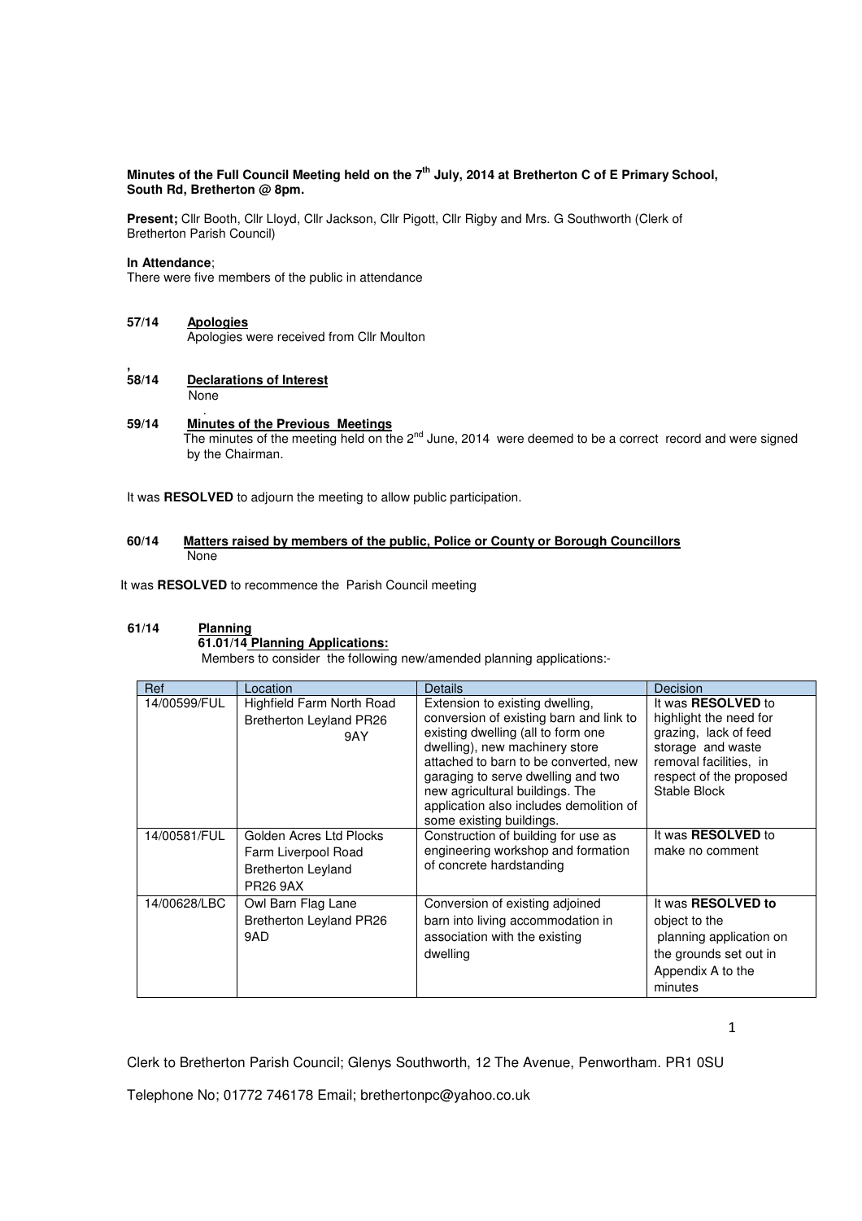**Minutes of the Full Council Meeting held on the 7th July, 2014 at Bretherton C of E Primary School, South Rd, Bretherton @ 8pm.**

**Present;** Cllr Booth, Cllr Lloyd, Cllr Jackson, Cllr Pigott, Cllr Rigby and Mrs. G Southworth (Clerk of Bretherton Parish Council)

**In Attendance**;
There were five members of the public in attendance

**57/14 Apologies**
Apologies were received from Cllr Moulton

**58/14 Declarations of Interest**
None

**59/14 Minutes of the Previous Meetings**
The minutes of the meeting held on the 2nd June, 2014 were deemed to be a correct record and were signed by the Chairman.

It was **RESOLVED** to adjourn the meeting to allow public participation.

**60/14 Matters raised by members of the public, Police or County or Borough Councillors**
None

It was **RESOLVED** to recommence the Parish Council meeting

**61/14 Planning**

**61.01/14 Planning Applications:**
Members to consider the following new/amended planning applications:-

| Ref | Location | Details | Decision |
|---|---|---|---|
| 14/00599/FUL | Highfield Farm North Road Bretherton Leyland PR26 9AY | Extension to existing dwelling, conversion of existing barn and link to existing dwelling (all to form one dwelling), new machinery store attached to barn to be converted, new garaging to serve dwelling and two new agricultural buildings. The application also includes demolition of some existing buildings. | It was **RESOLVED** to highlight the need for grazing, lack of feed storage and waste removal facilities, in respect of the proposed Stable Block |
| 14/00581/FUL | Golden Acres Ltd Plocks Farm Liverpool Road Bretherton Leyland PR26 9AX | Construction of building for use as engineering workshop and formation of concrete hardstanding | It was **RESOLVED** to make no comment |
| 14/00628/LBC | Owl Barn Flag Lane Bretherton Leyland PR26 9AD | Conversion of existing adjoined barn into living accommodation in association with the existing dwelling | It was **RESOLVED to** object to the planning application on the grounds set out in Appendix A to the minutes |

Clerk to Bretherton Parish Council; Glenys Southworth, 12 The Avenue, Penwortham. PR1 0SU

Telephone No; 01772 746178 Email; brethertonpc@yahoo.co.uk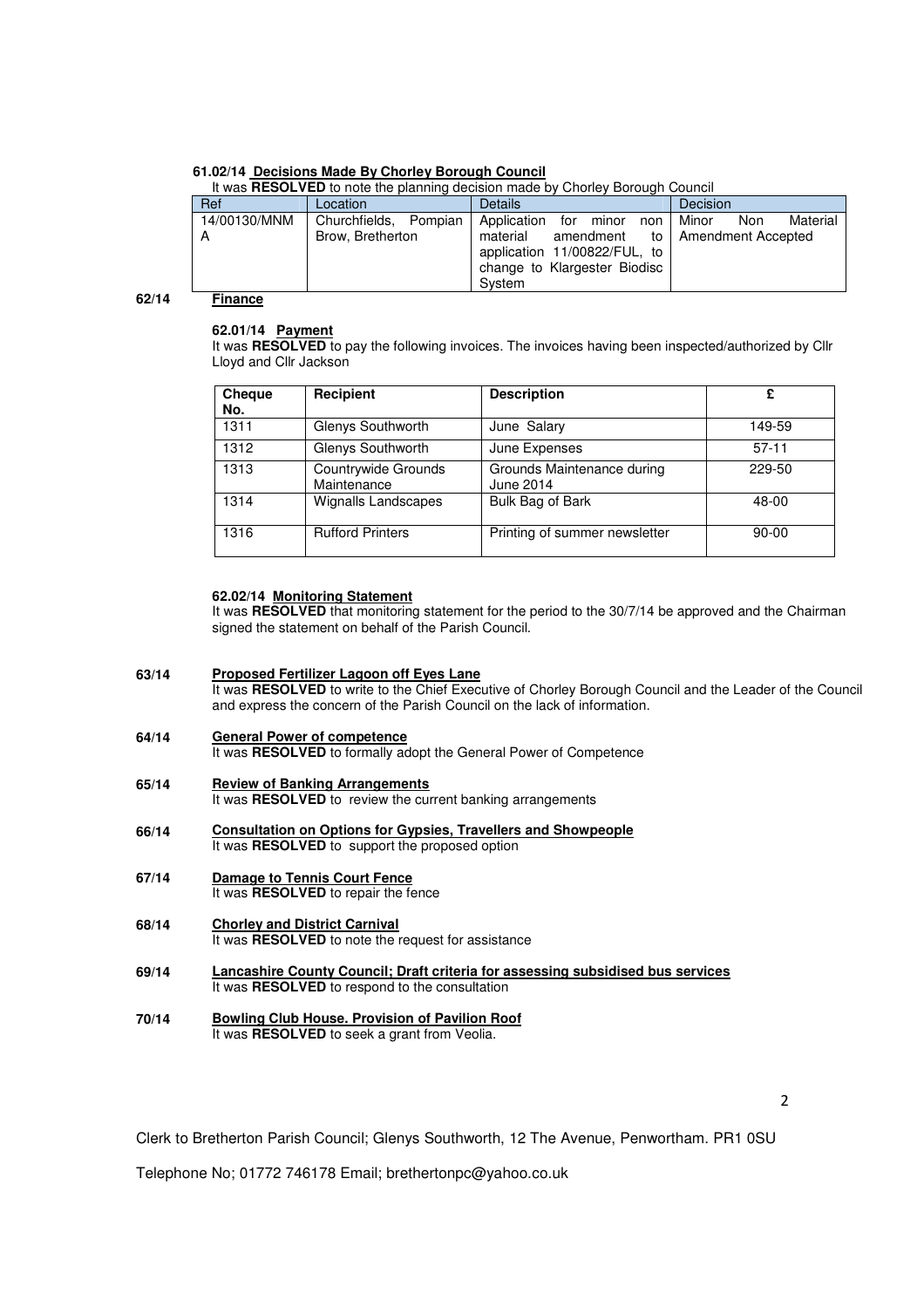**61.02/14 Decisions Made By Chorley Borough Council**

It was **RESOLVED** to note the planning decision made by Chorley Borough Council

| Ref | Location | Details | Decision |
|---|---|---|---|
| 14/00130/MNMA | Churchfields, Pompian Brow, Bretherton | Application for minor non material amendment to application 11/00822/FUL, to change to Klargester Biodisc System | Minor Non Material Amendment Accepted |

**62/14 Finance**

**62.01/14 Payment**

It was **RESOLVED** to pay the following invoices. The invoices having been inspected/authorized by Cllr Lloyd and Cllr Jackson

| Cheque No. | Recipient | Description | £ |
|---|---|---|---|
| 1311 | Glenys Southworth | June Salary | 149-59 |
| 1312 | Glenys Southworth | June Expenses | 57-11 |
| 1313 | Countrywide Grounds Maintenance | Grounds Maintenance during June 2014 | 229-50 |
| 1314 | Wignalls Landscapes | Bulk Bag of Bark | 48-00 |
| 1316 | Rufford Printers | Printing of summer newsletter | 90-00 |

**62.02/14 Monitoring Statement**

It was **RESOLVED** that monitoring statement for the period to the 30/7/14 be approved and the Chairman signed the statement on behalf of the Parish Council.

**63/14 Proposed Fertilizer Lagoon off Eyes Lane**

It was **RESOLVED** to write to the Chief Executive of Chorley Borough Council and the Leader of the Council and express the concern of the Parish Council on the lack of information.

**64/14 General Power of competence**

It was **RESOLVED** to formally adopt the General Power of Competence

**65/14 Review of Banking Arrangements**

It was **RESOLVED** to review the current banking arrangements

**66/14 Consultation on Options for Gypsies, Travellers and Showpeople**

It was **RESOLVED** to support the proposed option

**67/14 Damage to Tennis Court Fence**

It was **RESOLVED** to repair the fence

**68/14 Chorley and District Carnival**

It was **RESOLVED** to note the request for assistance

**69/14 Lancashire County Council; Draft criteria for assessing subsidised bus services**

It was **RESOLVED** to respond to the consultation

**70/14 Bowling Club House. Provision of Pavilion Roof**

It was **RESOLVED** to seek a grant from Veolia.

Clerk to Bretherton Parish Council; Glenys Southworth, 12 The Avenue, Penwortham. PR1 0SU

Telephone No; 01772 746178 Email; brethertonpc@yahoo.co.uk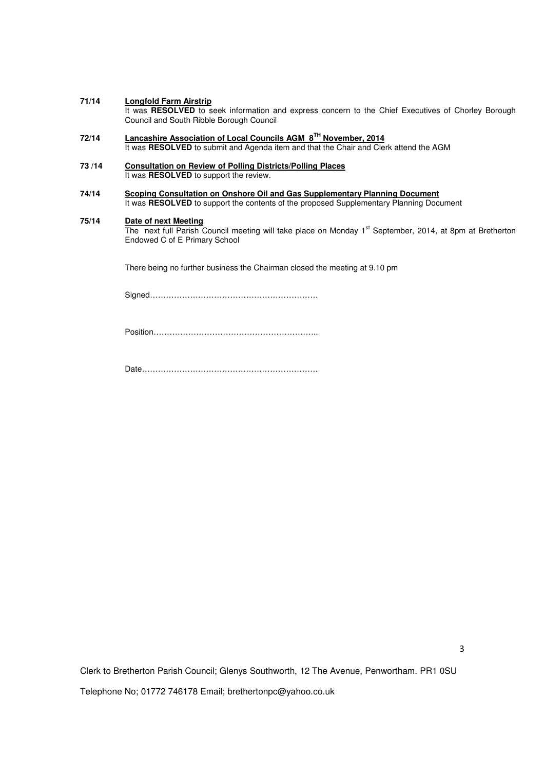**71/14** **Longfold Farm Airstrip**
It was **RESOLVED** to seek information and express concern to the Chief Executives of Chorley Borough Council and South Ribble Borough Council

**72/14** **Lancashire Association of Local Councils AGM 8[TH] November, 2014**
It was **RESOLVED** to submit and Agenda item and that the Chair and Clerk attend the AGM

**73 /14** **Consultation on Review of Polling Districts/Polling Places**
It was **RESOLVED** to support the review.

**74/14** **Scoping Consultation on Onshore Oil and Gas Supplementary Planning Document**
It was **RESOLVED** to support the contents of the proposed Supplementary Planning Document

**75/14** **Date of next Meeting**
The next full Parish Council meeting will take place on Monday 1[st] September, 2014, at 8pm at Bretherton Endowed C of E Primary School

There being no further business the Chairman closed the meeting at 9.10 pm

Signed………………………………………………………

Position……………………………………………………..

Date…………………………………………………………

Clerk to Bretherton Parish Council; Glenys Southworth, 12 The Avenue, Penwortham. PR1 0SU

Telephone No; 01772 746178 Email; brethertonpc@yahoo.co.uk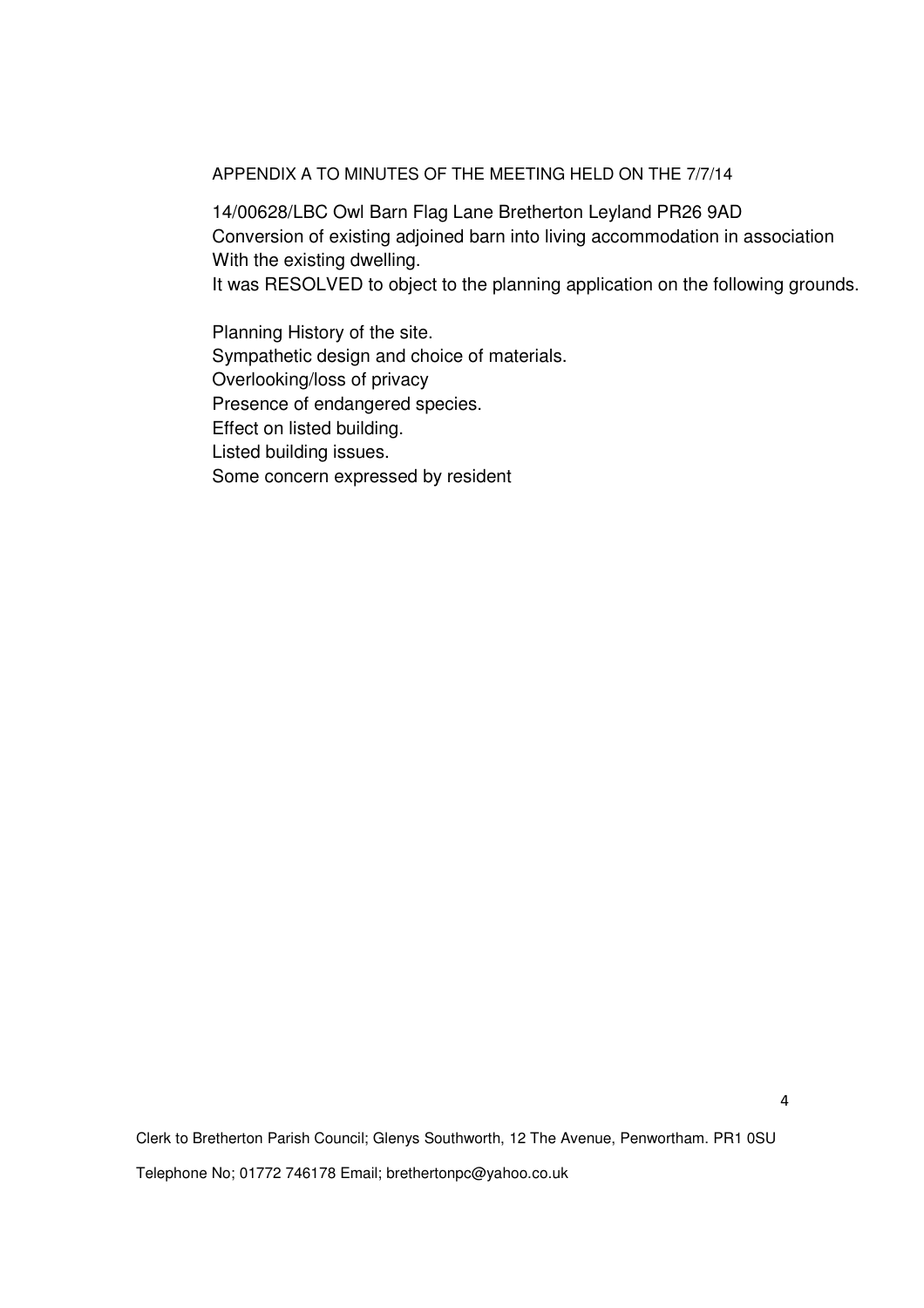APPENDIX A TO MINUTES OF THE MEETING HELD ON THE 7/7/14

14/00628/LBC Owl Barn Flag Lane Bretherton Leyland PR26 9AD
Conversion of existing adjoined barn into living accommodation in association With the existing dwelling.
It was RESOLVED to object to the planning application on the following grounds.

Planning History of the site.
Sympathetic design and choice of materials.
Overlooking/loss of privacy
Presence of endangered species.
Effect on listed building.
Listed building issues.
Some concern expressed by resident

Clerk to Bretherton Parish Council; Glenys Southworth, 12 The Avenue, Penwortham. PR1 0SU

Telephone No; 01772 746178 Email; brethertonpc@yahoo.co.uk